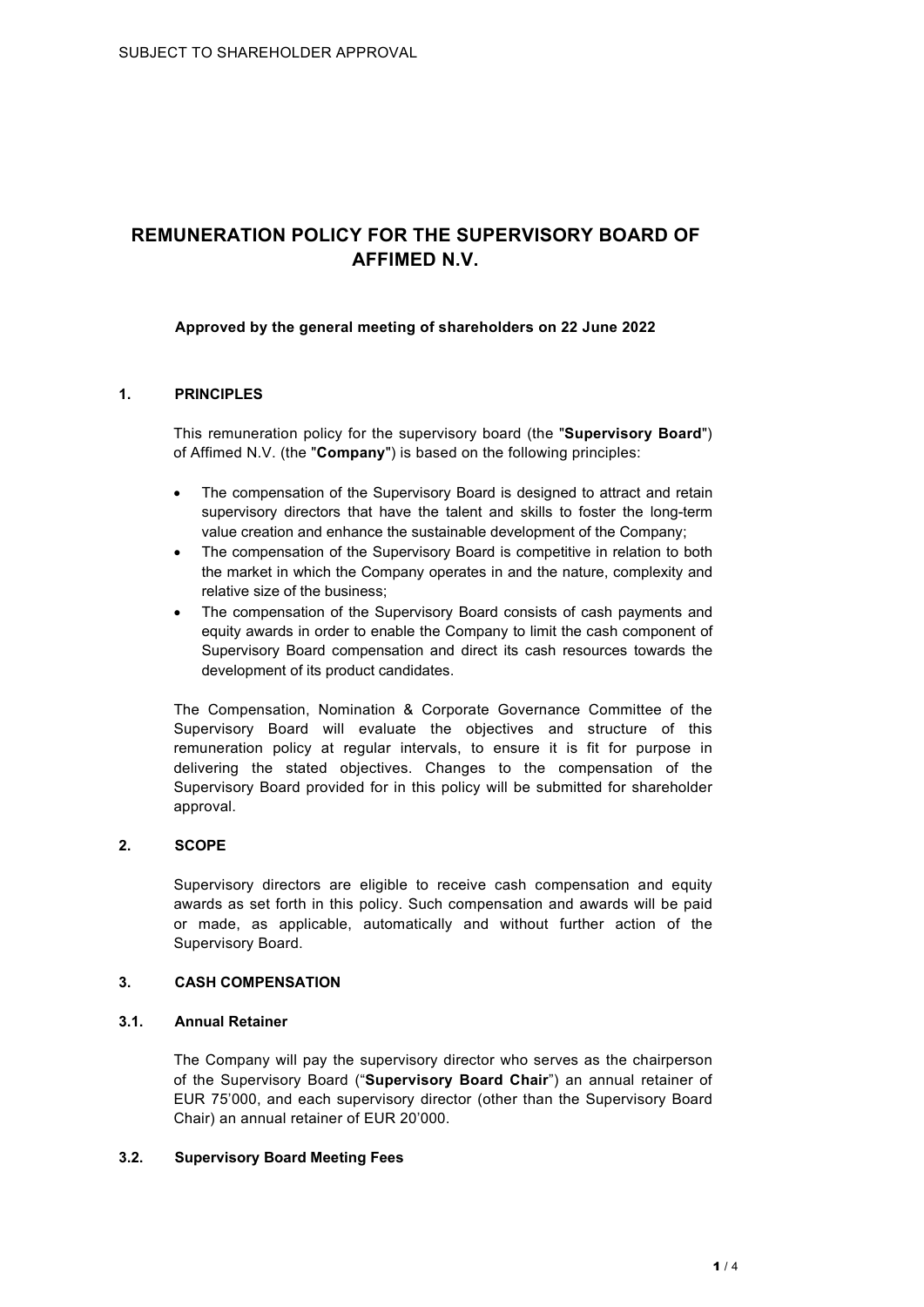SUBJECT TO SHAREHOLDER APPROVAL

# REMUNERATION POLICY FOR THE SUPERVISORY BOARD OF AFFIMED N.V.

**Approved by the general meeting of shareholders on 22 June 2022**

## 1. PRINCIPLES

This remuneration policy for the supervisory board (the "**Supervisory Board**") of Affimed N.V. (the "**Company**") is based on the following principles:

- The compensation of the Supervisory Board is designed to attract and retain supervisory directors that have the talent and skills to foster the long-term value creation and enhance the sustainable development of the Company;
- The compensation of the Supervisory Board is competitive in relation to both the market in which the Company operates in and the nature, complexity and relative size of the business;
- The compensation of the Supervisory Board consists of cash payments and equity awards in order to enable the Company to limit the cash component of Supervisory Board compensation and direct its cash resources towards the development of its product candidates.

The Compensation, Nomination & Corporate Governance Committee of the Supervisory Board will evaluate the objectives and structure of this remuneration policy at regular intervals, to ensure it is fit for purpose in delivering the stated objectives. Changes to the compensation of the Supervisory Board provided for in this policy will be submitted for shareholder approval.

## 2. SCOPE

Supervisory directors are eligible to receive cash compensation and equity awards as set forth in this policy. Such compensation and awards will be paid or made, as applicable, automatically and without further action of the Supervisory Board.

## 3. CASH COMPENSATION

### 3.1. Annual Retainer

The Company will pay the supervisory director who serves as the chairperson of the Supervisory Board ("**Supervisory Board Chair**") an annual retainer of EUR 75'000, and each supervisory director (other than the Supervisory Board Chair) an annual retainer of EUR 20'000.

### 3.2. Supervisory Board Meeting Fees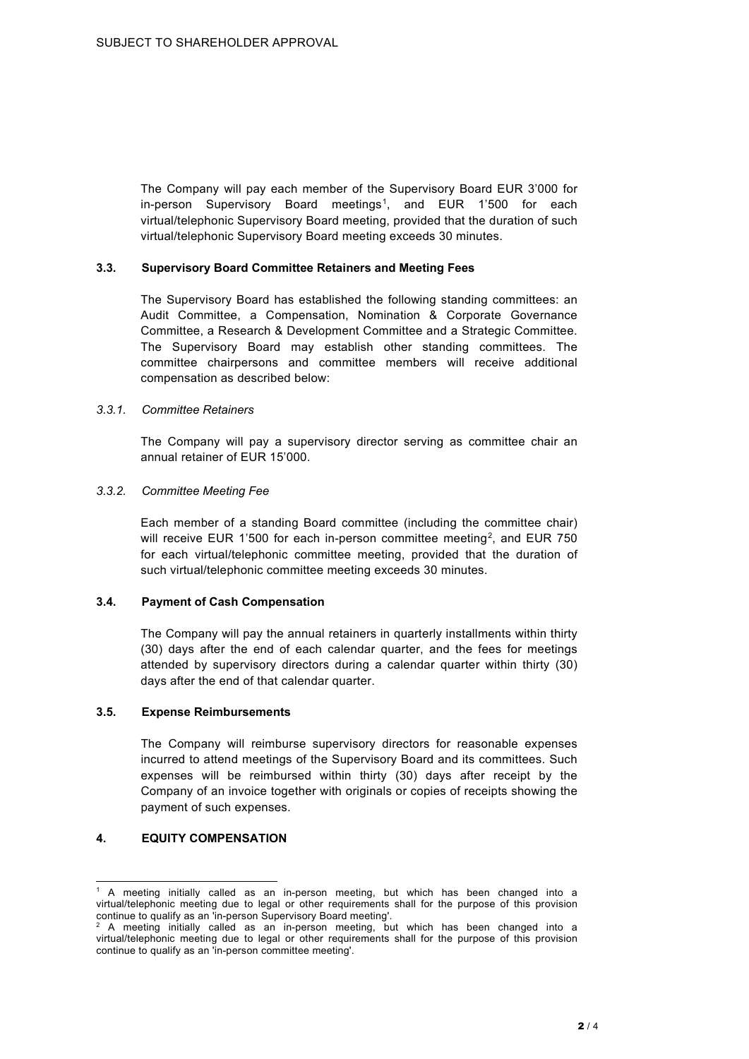SUBJECT TO SHAREHOLDER APPROVAL

The Company will pay each member of the Supervisory Board EUR 3'000 for in-person Supervisory Board meetings[1], and EUR 1'500 for each virtual/telephonic Supervisory Board meeting, provided that the duration of such virtual/telephonic Supervisory Board meeting exceeds 30 minutes.

### 3.3. Supervisory Board Committee Retainers and Meeting Fees

The Supervisory Board has established the following standing committees: an Audit Committee, a Compensation, Nomination & Corporate Governance Committee, a Research & Development Committee and a Strategic Committee. The Supervisory Board may establish other standing committees. The committee chairpersons and committee members will receive additional compensation as described below:

#### *3.3.1. Committee Retainers*

The Company will pay a supervisory director serving as committee chair an annual retainer of EUR 15'000.

#### *3.3.2. Committee Meeting Fee*

Each member of a standing Board committee (including the committee chair) will receive EUR 1'500 for each in-person committee meeting[2], and EUR 750 for each virtual/telephonic committee meeting, provided that the duration of such virtual/telephonic committee meeting exceeds 30 minutes.

### 3.4. Payment of Cash Compensation

The Company will pay the annual retainers in quarterly installments within thirty (30) days after the end of each calendar quarter, and the fees for meetings attended by supervisory directors during a calendar quarter within thirty (30) days after the end of that calendar quarter.

### 3.5. Expense Reimbursements

The Company will reimburse supervisory directors for reasonable expenses incurred to attend meetings of the Supervisory Board and its committees. Such expenses will be reimbursed within thirty (30) days after receipt by the Company of an invoice together with originals or copies of receipts showing the payment of such expenses.

## 4. EQUITY COMPENSATION

---

[1] A meeting initially called as an in-person meeting, but which has been changed into a virtual/telephonic meeting due to legal or other requirements shall for the purpose of this provision continue to qualify as an 'in-person Supervisory Board meeting'.

[2] A meeting initially called as an in-person meeting, but which has been changed into a virtual/telephonic meeting due to legal or other requirements shall for the purpose of this provision continue to qualify as an 'in-person committee meeting'.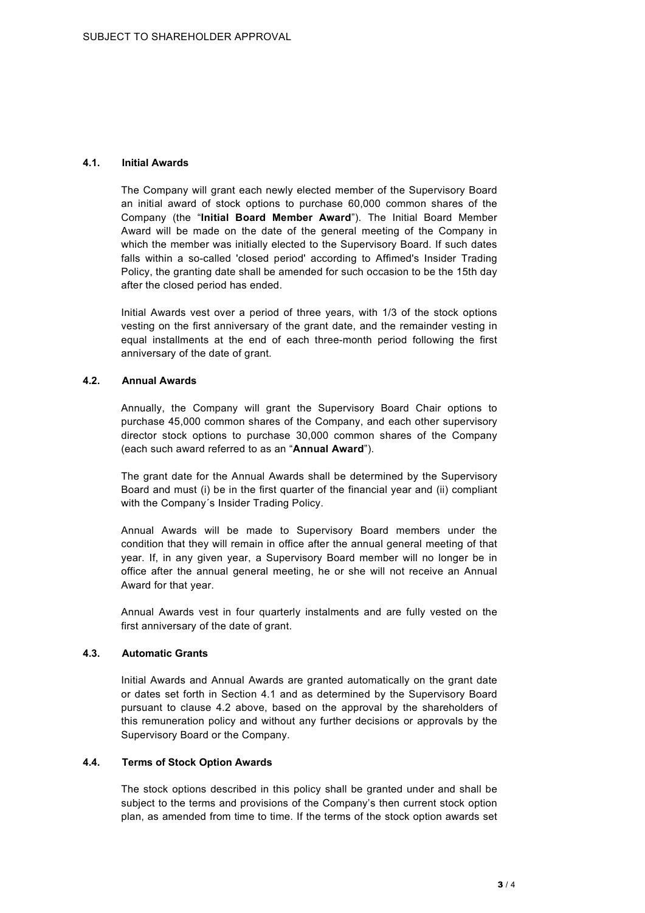SUBJECT TO SHAREHOLDER APPROVAL

#### 4.1. Initial Awards

The Company will grant each newly elected member of the Supervisory Board an initial award of stock options to purchase 60,000 common shares of the Company (the "**Initial Board Member Award**"). The Initial Board Member Award will be made on the date of the general meeting of the Company in which the member was initially elected to the Supervisory Board. If such dates falls within a so-called 'closed period' according to Affimed's Insider Trading Policy, the granting date shall be amended for such occasion to be the 15th day after the closed period has ended.

Initial Awards vest over a period of three years, with 1/3 of the stock options vesting on the first anniversary of the grant date, and the remainder vesting in equal installments at the end of each three-month period following the first anniversary of the date of grant.

#### 4.2. Annual Awards

Annually, the Company will grant the Supervisory Board Chair options to purchase 45,000 common shares of the Company, and each other supervisory director stock options to purchase 30,000 common shares of the Company (each such award referred to as an "**Annual Award**").

The grant date for the Annual Awards shall be determined by the Supervisory Board and must (i) be in the first quarter of the financial year and (ii) compliant with the Company´s Insider Trading Policy.

Annual Awards will be made to Supervisory Board members under the condition that they will remain in office after the annual general meeting of that year. If, in any given year, a Supervisory Board member will no longer be in office after the annual general meeting, he or she will not receive an Annual Award for that year.

Annual Awards vest in four quarterly instalments and are fully vested on the first anniversary of the date of grant.

#### 4.3. Automatic Grants

Initial Awards and Annual Awards are granted automatically on the grant date or dates set forth in Section 4.1 and as determined by the Supervisory Board pursuant to clause 4.2 above, based on the approval by the shareholders of this remuneration policy and without any further decisions or approvals by the Supervisory Board or the Company.

#### 4.4. Terms of Stock Option Awards

The stock options described in this policy shall be granted under and shall be subject to the terms and provisions of the Company's then current stock option plan, as amended from time to time. If the terms of the stock option awards set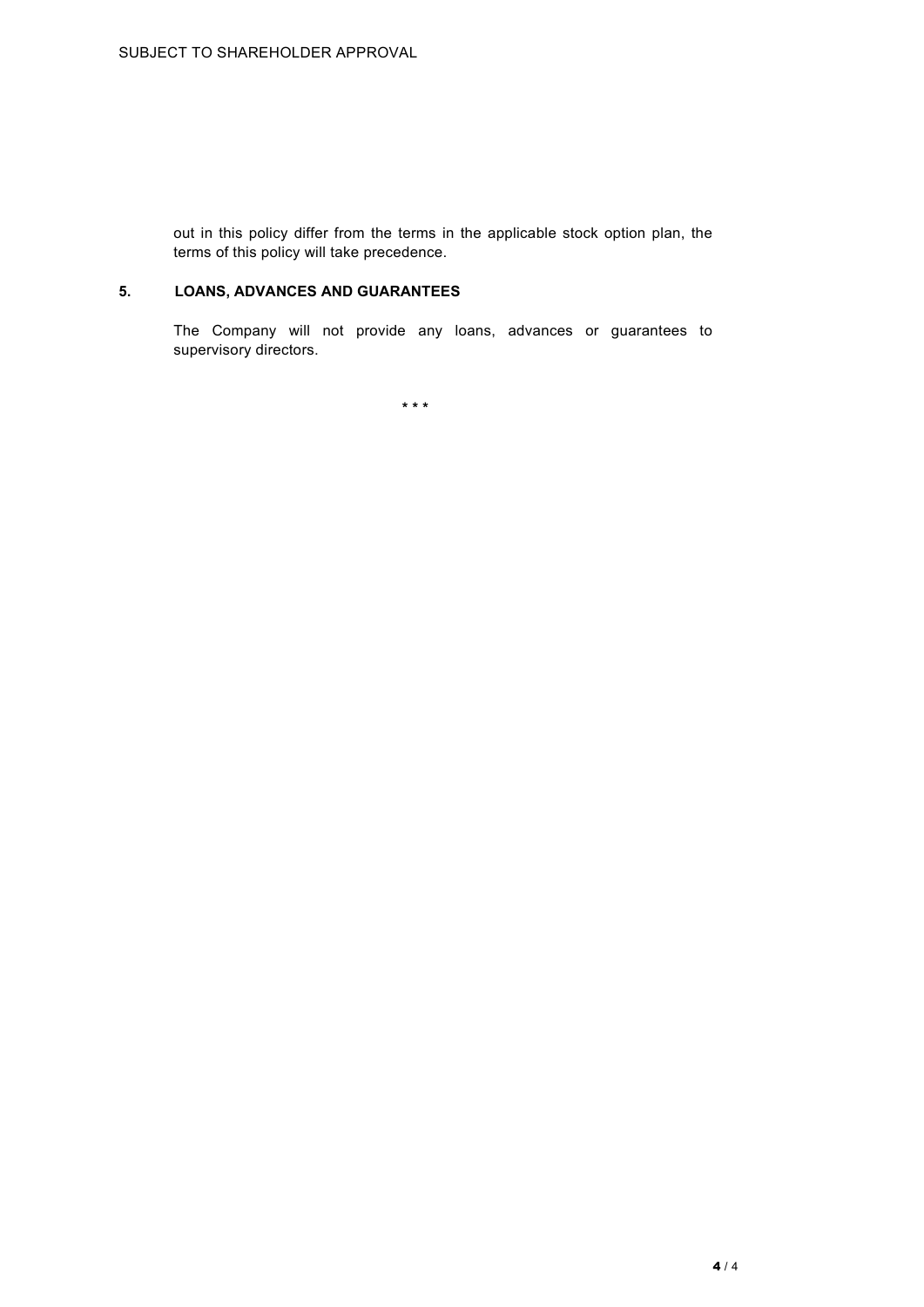out in this policy differ from the terms in the applicable stock option plan, the terms of this policy will take precedence.

## 5. LOANS, ADVANCES AND GUARANTEES

The Company will not provide any loans, advances or guarantees to supervisory directors.

\* \* \*